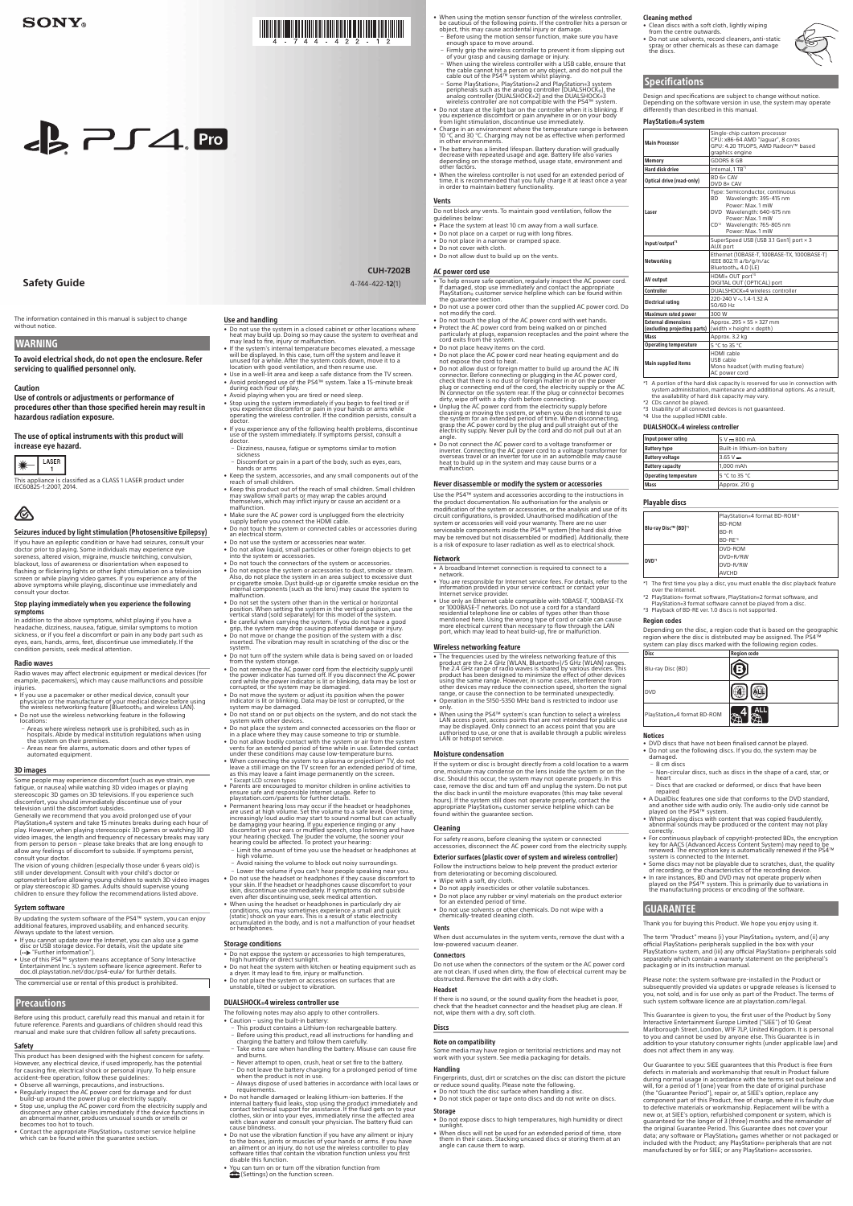SONY

4-744-422-12

PS4 Pro

# Safety Guide

CUH-7202B

4-744-422-12(1)

The information contained in this manual is subject to change without notice.

## WARNING

**To avoid electrical shock, do not open the enclosure. Refer servicing to qualified personnel only.**

**Caution**

**Use of controls or adjustments or performance of procedures other than those specified herein may result in hazardous radiation exposure.**

**The use of optical instruments with this product will increase eye hazard.**

LASER 1

This appliance is classified as a CLASS 1 LASER product under IEC60825-1:2007, 2014.

### Seizures induced by light stimulation (Photosensitive Epilepsy)

If you have an epileptic condition or have had seizures, consult your doctor prior to playing. Some individuals may experience eye soreness, altered vision, migraine, muscle twitching, convulsion, blackout, loss of awareness or disorientation when exposed to flashing or flickering lights or other light stimulation on a television screen or while playing video games. If you experience any of the above symptoms while playing, discontinue use immediately and consult your doctor.

#### Stop playing immediately when you experience the following symptoms

In addition to the above symptoms, whilst playing if you have a headache, dizziness, nausea, fatigue, similar symptoms to motion sickness, or if you feel a discomfort or pain in any body part such as eyes, ears, hands, arms, feet, discontinue use immediately. If the condition persists, seek medical attention.

### Radio waves

Radio waves may affect electronic equipment or medical devices (for example, pacemakers), which may cause malfunctions and possible injuries.

- If you use a pacemaker or other medical device, consult your physician or the manufacturer of your medical device before using the wireless networking feature (Bluetooth® and wireless LAN).
- Do not use the wireless networking feature in the following locations:
  - Areas where wireless network use is prohibited, such as in hospitals. Abide by medical institution regulations when using the system on their premises.
  - Areas near fire alarms, automatic doors and other types of automated equipment.

### 3D images

Some people may experience discomfort (such as eye strain, eye fatigue, or nausea) while watching 3D video images or playing stereoscopic 3D games on 3D televisions. If you experience such discomfort, you should immediately discontinue use of your television until the discomfort subsides.

Generally we recommend that you avoid prolonged use of your PlayStation®4 system and take 15 minutes breaks during each hour of play. However, when playing stereoscopic 3D games or watching 3D video images, the length and frequency of necessary breaks may vary from person to person – please take breaks that are long enough to allow any feelings of discomfort to subside. If symptoms persist, consult your doctor.

The vision of young children (especially those under 6 years old) is still under development. Consult with your child's doctor or optometrist before allowing young children to watch 3D video images or play stereoscopic 3D games. Adults should supervise young children to ensure they follow the recommendations listed above.

### System software

By updating the system software of the PS4™ system, you can enjoy additional features, improved usability, and enhanced security. Always update to the latest version.

- If you cannot update over the Internet, you can also use a game disc or USB storage device. For details, visit the update site (→ "Further information").
- Use of this PS4™ system means acceptance of Sony Interactive Entertainment Inc.'s system software licence agreement. Refer to doc.dl.playstation.net/doc/ps4-eula/ for further details.

The commercial use or rental of this product is prohibited.

## Precautions

Before using this product, carefully read this manual and retain it for future reference. Parents and guardians of children should read this manual and make sure that children follow all safety precautions.

### Safety

This product has been designed with the highest concern for safety. However, any electrical device, if used improperly, has the potential for causing fire, electrical shock or personal injury. To help ensure accident-free operation, follow these guidelines:

- Observe all warnings, precautions, and instructions.
- Regularly inspect the AC power cord for damage and for dust build-up around the power plug or electricity supply.
- Stop use, unplug the AC power cord from the electricity supply and disconnect any other cables immediately if the device functions in an abnormal manner, produces unusual sounds or smells or becomes too hot to touch.
- Contact the appropriate PlayStation® customer service helpline which can be found within the guarantee section.

### Use and handling

- Do not use the system in a closed cabinet or other locations where heat may build up. Doing so may cause the system to overheat and may lead to fire, injury or malfunction.
- If the system's internal temperature becomes elevated, a message will be displayed. In this case, turn off the system and leave it unused for a while. After the system cools down, move it to a location with good ventilation, and then resume use.
- Use in a well-lit area and keep a safe distance from the TV screen.
- Avoid prolonged use of the PS4™ system. Take a 15-minute break during each hour of play.
- Avoid playing when you are tired or need sleep.
- Stop using the system immediately if you begin to feel tired or if you experience discomfort or pain in your hands or arms while operating the wireless controller. If the condition persists, consult a doctor.
- If you experience any of the following health problems, discontinue use of the system immediately. If symptoms persist, consult a doctor.
  - Dizziness, nausea, fatigue or symptoms similar to motion sickness
  - Discomfort or pain in a part of the body, such as eyes, ears, hands or arms
- Keep the system, accessories, and any small components out of the reach of small children.
- Keep this product out of the reach of small children. Small children may swallow small parts or may wrap the cables around themselves, which may inflict injury or cause an accident or a malfunction.
- Make sure the AC power cord is unplugged from the electricity supply before you connect the HDMI cable.
- Do not touch the system or connected cables or accessories during an electrical storm.
- Do not use the system or accessories near water.
- Do not allow liquid, small particles or other foreign objects to get into the system or accessories.
- Do not touch the connectors of the system or accessories.
- Do not expose the system or accessories to dust, smoke or steam. Also, do not place the system in an area subject to excessive dust or cigarette smoke. Dust build-up or cigarette smoke residue on the internal components (such as the lens) may cause the system to malfunction.
- Do not set the system other than in the vertical or horizontal position. When setting the system in the vertical position, use the vertical stand (sold separately) for this model of the system.
- Be careful when carrying the system. If you do not have a good grip, the system may drop causing potential damage or injury.
- Do not move or change the position of the system with a disc inserted. The vibration may result in scratching of the disc or the system.
- Do not turn off the system while data is being saved on or loaded from the system storage.
- Do not remove the AC power cord from the electricity supply until the power indicator has turned off. If you disconnect the AC power cord while the power indicator is lit or blinking, data may be lost or corrupted, or the system may be damaged.
- Do not move the system or adjust its position when the power indicator is lit or blinking. Data may be lost or corrupted, or the system may be damaged.
- Do not stand on or put objects on the system, and do not stack the system with other devices.
- Do not place the system and connected accessories on the floor or in a place where they may cause someone to trip or stumble.
- Do not allow bodily contact with the system or air from the system vents for an extended period of time while in use. Extended contact under these conditions may cause low-temperature burns.
- When connecting the system to a plasma or projection* TV, do not leave a still image on the TV screen for an extended period of time, as this may leave a faint image permanently on the screen.
  \* Except LCD screen types
- Parents are encouraged to monitor children in online activities to ensure safe and responsible Internet usage. Refer to playstation.com/parents for further details.
- Permanent hearing loss may occur if the headset or headphones are used at high volume. Set the volume to a safe level. Over time, increasingly loud audio may start to sound normal but can actually be damaging your hearing. If you experience ringing or any discomfort in your ears or muffled speech, stop listening and have your hearing checked. The louder the volume, the sooner your hearing could be affected. To protect your hearing:
  - Limit the amount of time you use the headset or headphones at high volume.
  - Avoid raising the volume to block out noisy surroundings.
  - Lower the volume if you can't hear people speaking near you.
- Do not use the headset or headphones if they cause discomfort to your skin. If the headset or headphones cause discomfort to your skin, discontinue use immediately. If symptoms do not subside even after discontinued use, seek medical attention.
- When using the headset or headphones in particularly dry air conditions, you may sometimes experience a small and quick (static) shock on your ears. This is a result of static electricity accumulated in the body, and is not a malfunction of your headset or headphones.

### Storage conditions

- Do not expose the system or accessories to high temperatures, high humidity or direct sunlight.
- Do not heat the system with kitchen or heating equipment such as a dryer. It may lead to fire, injury or malfunction.
- Do not place the system or accessories on surfaces that are unstable, tilted or subject to vibration.

### DUALSHOCK®4 wireless controller use

The following notes may also apply to other controllers.

- Caution – using the built-in battery:
  - This product contains a Lithium-Ion rechargeable battery.
  - Before using this product, read all instructions for handling and charging the battery and follow them carefully.
  - Take extra care when handling the battery. Misuse can cause fire and burns.
  - Never attempt to open, crush, heat or set fire to the battery.
  - Do not leave the battery charging for a prolonged period of time when the product is not in use.
  - Always dispose of used batteries in accordance with local laws or requirements.
- Do not handle damaged or leaking lithium-ion batteries. If the internal battery fluid leaks, stop using the product immediately and contact technical support for assistance. If the fluid gets on to your clothes, skin or into your eyes, immediately rinse the affected area with clean water and consult your physician. The battery fluid can cause blindness.
- Do not use the vibration function if you have any ailment or injury to the bones, joints or muscles of your hands or arms. If you have an ailment or an injury, do not use the wireless controller to play software titles that contain the vibration function unless you first disable this function.
- You can turn on or turn off the vibration function from (Settings) on the function screen.
- When using the motion sensor function of the wireless controller, be cautious of the following points. If the controller hits a person or object, this may cause accidental injury or damage.
  - Before using the motion sensor function, make sure you have enough space to move around.
  - Firmly grip the wireless controller to prevent it from slipping out of your grasp and causing damage or injury.
  - When using the wireless controller with a USB cable, ensure that the cable cannot hit a person or any object, and do not pull the cable out of the PS4™ system whilst playing.
  - Some PlayStation®, PlayStation®2 and PlayStation®3 system peripherals such as the analog controller (DUALSHOCK®), the analog controller (DUALSHOCK®2) and the DUALSHOCK®3 wireless controller are not compatible with the PS4™ system.
- Do not stare at the light bar on the controller when it is blinking. If you experience discomfort or pain anywhere in or on your body from light stimulation, discontinue use immediately.
- Charge in an environment where the temperature range is between 10 °C and 30 °C. Charging may not be as effective when performed in other environments.
- The battery has a limited lifespan. Battery duration will gradually decrease with repeated usage and age. Battery life also varies depending on the storage method, usage state, environment and other factors.
- When the wireless controller is not used for an extended period of time, it is recommended that you fully charge it at least once a year in order to maintain battery functionality.

### Vents

Do not block any vents. To maintain good ventilation, follow the guidelines below:

- Place the system at least 10 cm away from a wall surface.
- Do not place on a carpet or rug with long fibres.
- Do not place in a narrow or cramped space.
- Do not cover with cloth.
- Do not allow dust to build up on the vents.

### AC power cord use

- To help ensure safe operation, regularly inspect the AC power cord. If damaged, stop use immediately and contact the appropriate PlayStation® customer service helpline which can be found within the guarantee section.
- Do not use a power cord other than the supplied AC power cord. Do not modify the cord.
- Do not touch the plug of the AC power cord with wet hands.
- Protect the AC power cord from being walked on or pinched particularly at plugs, expansion receptacles and the point where the cord exits from the system.
- Do not place heavy items on the cord.
- Do not place the AC power cord near heating equipment and do not expose the cord to heat.
- Do not allow dust or foreign matter to build up around the AC IN connector. Before connecting or plugging in the AC power cord, check that there is no dust or foreign matter in or on the power plug or connecting end of the cord, the electricity supply or the AC IN connector on the system rear. If the plug or connector becomes dirty, wipe off with a dry cloth before connecting.
- Unplug the AC power cord from the electricity supply before cleaning or moving the system, or when you do not intend to use the system for an extended period of time. When disconnecting, grasp the AC power cord by the plug and pull straight out of the electricity supply. Never pull by the cord and do not pull out at an angle.
- Do not connect the AC power cord to a voltage transformer or inverter. Connecting the AC power cord to a voltage transformer for overseas travel or an inverter for use in an automobile may cause heat to build up in the system and may cause burns or a malfunction.

### Never disassemble or modify the system or accessories

Use the PS4™ system and accessories according to the instructions in the product documentation. No authorisation for the analysis or modification of the system or accessories, or the analysis and use of its circuit configurations, is provided. Unauthorised modification of the system or accessories will void your warranty. There are no user serviceable components inside the PS4™ system (the hard disk drive may be removed but not disassembled or modified). Additionally, there is a risk of exposure to laser radiation as well as to electrical shock.

### Network

- A broadband Internet connection is required to connect to a network.
- You are responsible for Internet service fees. For details, refer to the information provided in your service contract or contact your Internet service provider.
- Use only an Ethernet cable compatible with 10BASE-T, 100BASE-TX or 1000BASE-T networks. Do not use a cord for a standard residential telephone line or cables of types other than those mentioned here. Using the wrong type of cord or cable can cause more electrical current than necessary to flow through the LAN port, which may lead to heat build-up, fire or malfunction.

### Wireless networking feature

- The frequencies used by the wireless networking feature of this product are the 2.4 GHz (WLAN, Bluetooth®)/5 GHz (WLAN) ranges. The 2.4 GHz range of radio waves is shared by various devices. This product has been designed to minimize the effect of other devices using the same range. However, in some cases, interference from other devices may reduce the connection speed, shorten the signal range, or cause the connection to be terminated unexpectedly.
- Operation in the 5150-5350 MHz band is restricted to indoor use only.
- When using the PS4™ system's scan function to select a wireless LAN access point, access points that are not intended for public use may be displayed. Only connect to an access point that you are authorised to use, or one that is available through a public wireless LAN or hotspot service.

### Moisture condensation

If the system or disc is brought directly from a cold location to a warm one, moisture may condense on the lens inside the system or on the disc. Should this occur, the system may not operate properly. In this case, remove the disc and turn off and unplug the system. Do not put the disc back in until the moisture evaporates (this may take several hours). If the system still does not operate properly, contact the appropriate PlayStation® customer service helpline which can be found within the guarantee section.

### Cleaning

For safety reasons, before cleaning the system or connected accessories, disconnect the AC power cord from the electricity supply.

#### Exterior surfaces (plastic cover of system and wireless controller)

Follow the instructions below to help prevent the product exterior from deteriorating or becoming discoloured.

- Wipe with a soft, dry cloth.
- Do not apply insecticides or other volatile substances.
- Do not place any rubber or vinyl materials on the product exterior for an extended period of time.
- Do not use solvents or other chemicals. Do not wipe with a chemically-treated cleaning cloth.

#### Vents

When dust accumulates in the system vents, remove the dust with a low-powered vacuum cleaner.

#### Connectors

Do not use when the connectors of the system or the AC power cord are not clean. If used when dirty, the flow of electrical current may be obstructed. Remove the dirt with a dry cloth.

#### Headset

If there is no sound, or the sound quality from the headset is poor, check that the headset connector and the headset plug are clean. If not, wipe them with a dry, soft cloth.

### Discs

#### Note on compatibility

Some media may have region or territorial restrictions and may not work with your system. See media packaging for details.

#### Handling

Fingerprints, dust, dirt or scratches on the disc can distort the picture or reduce sound quality. Please note the following.

- Do not touch the disc surface when handling a disc.
- Do not stick paper or tape onto discs and do not write on discs.

#### Storage

- Do not expose discs to high temperatures, high humidity or direct sunlight.
- When discs will not be used for an extended period of time, store them in their cases. Stacking uncased discs or storing them at an angle can cause them to warp.

#### Cleaning method

- Clean discs with a soft cloth, lightly wiping from the centre outwards.
- Do not use solvents, record cleaners, anti-static spray or other chemicals as these can damage the discs.

## Specifications

Design and specifications are subject to change without notice. Depending on the software version in use, the system may operate differently than described in this manual.

### PlayStation®4 system

| | |
|---|---|
| **Main Processor** | Single-chip custom processor<br>CPU: x86-64 AMD "Jaguar", 8 cores<br>GPU: 4.20 TFLOPS, AMD Radeon™ based graphics engine |
| **Memory** | GDDR5 8 GB |
| **Hard disk drive** | Internal, 1 TB*1 |
| **Optical drive (read-only)** | BD 6× CAV<br>DVD 8× CAV |
| **Laser** | Type: Semiconductor, continuous<br>BD Wavelength: 395-415 nm Power: Max. 1 mW<br>DVD Wavelength: 640-675 nm Power: Max. 1 mW<br>CD*2 Wavelength: 765-805 nm Power: Max. 1 mW |
| **Input/output*3** | SuperSpeed USB (USB 3.1 Gen1) port × 3<br>AUX port |
| **Networking** | Ethernet (10BASE-T, 100BASE-TX, 1000BASE-T)<br>IEEE 802.11 a/b/g/n/ac<br>Bluetooth® 4.0 (LE) |
| **AV output** | HDMI® OUT port*4<br>DIGITAL OUT (OPTICAL) port |
| **Controller** | DUALSHOCK®4 wireless controller |
| **Electrical rating** | 220-240 V ~ 1.4-1.32 A<br>50/60 Hz |
| **Maximum rated power** | 300 W |
| **External dimensions (excluding projecting parts)** | Approx. 295 × 55 × 327 mm (width × height × depth) |
| **Mass** | Approx. 3.2 kg |
| **Operating temperature** | 5 °C to 35 °C |
| **Main supplied items** | HDMI cable<br>USB cable<br>Mono headset (with muting feature)<br>AC power cord |

\*1 A portion of the hard disk capacity is reserved for use in connection with system administration, maintenance and additional options. As a result, the availability of hard disk capacity may vary.
\*2 CDs cannot be played.
\*3 Usability of all connected devices is not guaranteed.
\*4 Use the supplied HDMI cable.

### DUALSHOCK®4 wireless controller

| | |
|---|---|
| **Input power rating** | 5 V ⎓ 800 mA |
| **Battery type** | Built-in lithium-ion battery |
| **Battery voltage** | 3.65 V ⎓ |
| **Battery capacity** | 1,000 mAh |
| **Operating temperature** | 5 °C to 35 °C |
| **Mass** | Approx. 210 g |

### Playable discs

| | |
|---|---|
| **Blu-ray Disc™ (BD)*1** | PlayStation®4 format BD-ROM*2<br>BD-ROM<br>BD-R<br>BD-RE*3 |
| **DVD*1** | DVD-ROM<br>DVD+R/RW<br>DVD-R/RW<br>AVCHD |

\*1 The first time you play a disc, you must enable the disc playback feature over the Internet.
\*2 PlayStation® format software, PlayStation®2 format software, and PlayStation®3 format software cannot be played from a disc.
\*3 Playback of BD-RE ver. 1.0 discs is not supported.

#### Region codes

Depending on the disc, a region code that is based on the geographic region where the disc is distributed may be assigned. The PS4™ system can play discs marked with the following region codes.

| Disc | Region code |
|---|---|
| Blu-ray Disc (BD) | B |
| DVD | 4, ALL |
| PlayStation®4 format BD-ROM | 4, ALL |

#### Notices

- DVD discs that have not been finalised cannot be played.
- Do not use the following discs. If you do, the system may be damaged.
  - 8 cm discs
  - Non-circular discs, such as discs in the shape of a card, star, or heart
  - Discs that are cracked or deformed, or discs that have been repaired
- A DualDisc features one side that conforms to the DVD standard, and another side with audio only. The audio-only side cannot be played on the PS4™ system.
- When playing discs with content that was copied fraudulently, abnormal sounds may be produced or the content may not play correctly.
- For continuous playback of copyright-protected BDs, the encryption key for AACS (Advanced Access Content System) may need to be renewed. The encryption key is automatically renewed if the PS4™ system is connected to the Internet.
- Some discs may not be playable due to scratches, dust, the quality of recording, or the characteristics of the recording device.
- In rare instances, BD and DVD may not operate properly when played on the PS4™ system. This is primarily due to variations in the manufacturing process or encoding of the software.

## GUARANTEE

Thank you for buying this Product. We hope you enjoy using it.

The term "Product" means (i) your PlayStation® system, and (ii) any official PlayStation® peripherals supplied in the box with your PlayStation® system, and (iii) any official PlayStation® peripherals sold separately which contain a warranty statement on the peripheral's packaging or in its instruction manual.

Please note: the system software pre-installed in the Product or subsequently provided via updates or upgrade releases is licensed to you, not sold, and is for use only as part of the Product. The terms of such system software licence are at playstation.com/legal.

This Guarantee is given to you, the first user of the Product by Sony Interactive Entertainment Europe Limited ("SIEE") of 10 Great Marlborough Street, London, W1F 7LP, United Kingdom. It is personal to you and cannot be used by anyone else. This Guarantee is in addition to your statutory consumer rights (under applicable law) and does not affect them in any way.

Our Guarantee to you: SIEE guarantees that this Product is free from defects in materials and workmanship that result in Product failure during normal usage in accordance with the terms set out below and will, for a period of 1 (one) year from the date of original purchase (the "Guarantee Period"), repair or, at SIEE's option, replace any component part of this Product, free of charge, where it is faulty due to defective materials or workmanship. Replacement will be with a new or, at SIEE's option, refurbished component or system, which is guaranteed for the longer of 3 (three) months and the remainder of the original Guarantee Period. This Guarantee does not cover your data; any software or PlayStation® games whether or not packaged or included with the Product; any PlayStation® peripherals that are not manufactured by or for SIEE; or any PlayStation® accessories.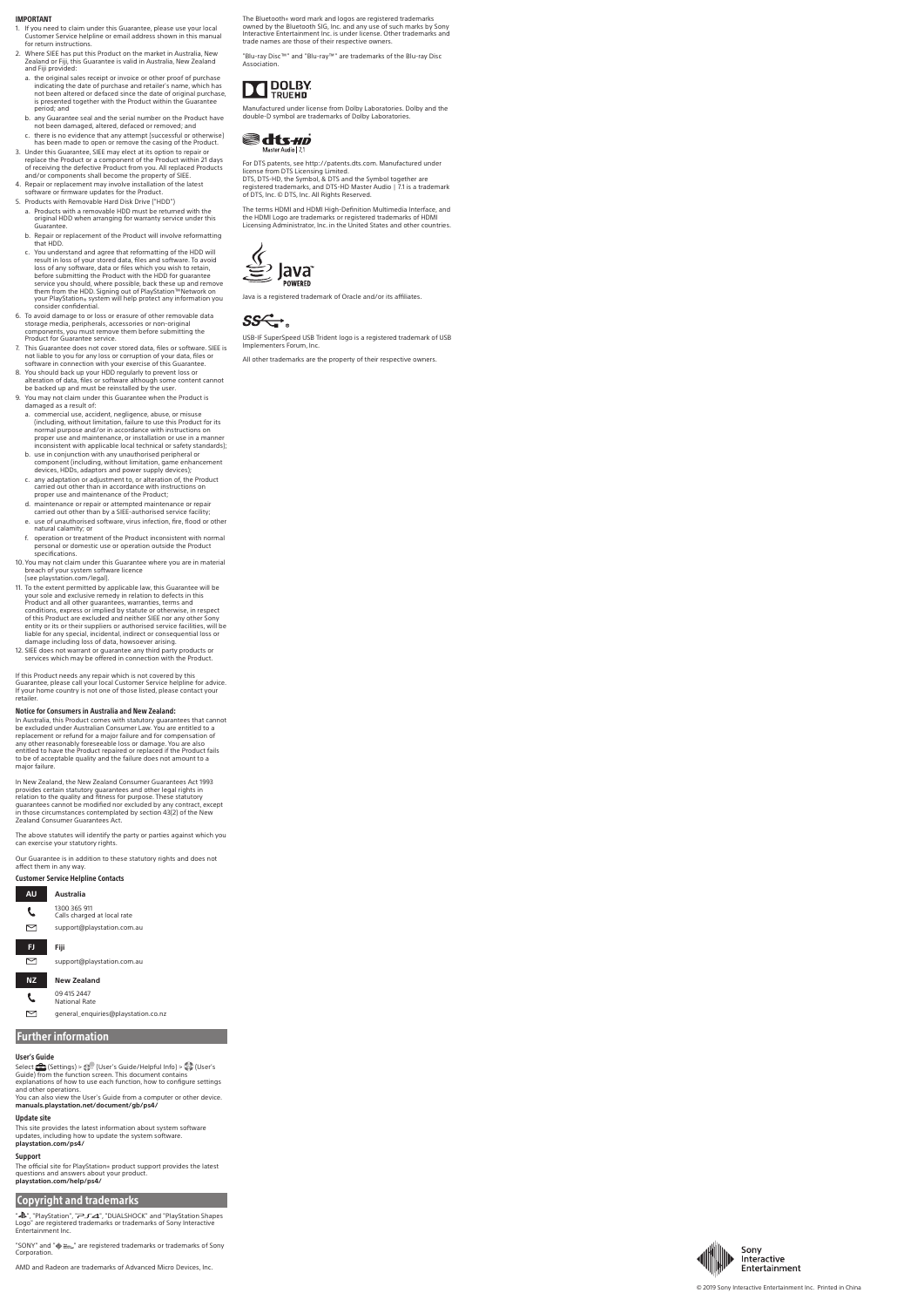**IMPORTANT**

1. If you need to claim under this Guarantee, please use your local Customer Service helpline or email address shown in this manual for return instructions.
2. Where SIEE has put this Product on the market in Australia, New Zealand or Fiji, this Guarantee is valid in Australia, New Zealand and Fiji provided:
   a. the original sales receipt or invoice or other proof of purchase indicating the date of purchase and retailer's name, which has not been altered or defaced since the date of original purchase, is presented together with the Product within the Guarantee period; and
   b. any Guarantee seal and the serial number on the Product have not been damaged, altered, defaced or removed; and
   c. there is no evidence that any attempt (successful or otherwise) has been made to open or remove the casing of the Product.
3. Under this Guarantee, SIEE may elect at its option to repair or replace the Product or a component of the Product within 21 days of receiving the defective Product from you. All replaced Products and/or components shall become the property of SIEE.
4. Repair or replacement may involve installation of the latest software or firmware updates for the Product.
5. Products with Removable Hard Disk Drive ("HDD")
   a. Products with a removable HDD must be returned with the original HDD when arranging for warranty service under this Guarantee.
   b. Repair or replacement of the Product will involve reformatting that HDD.
   c. You understand and agree that reformatting of the HDD will result in loss of your stored data, files and software. To avoid loss of any software, data or files which you wish to retain, before submitting the Product with the HDD for guarantee service you should, where possible, back these up and remove them from the HDD. Signing out of PlayStation™Network on your PlayStation® system will help protect any information you consider confidential.
6. To avoid damage to or loss or erasure of other removable data storage media, peripherals, accessories or non-original components, you must remove them before submitting the Product for Guarantee service.
7. This Guarantee does not cover stored data, files or software. SIEE is not liable to you for any loss or corruption of your data, files or software in connection with your exercise of this Guarantee.
8. You should back up your HDD regularly to prevent loss or alteration of data, files or software although some content cannot be backed up and must be reinstalled by the user.
9. You may not claim under this Guarantee when the Product is damaged as a result of:
   a. commercial use, accident, negligence, abuse, or misuse (including, without limitation, failure to use this Product for its normal purpose and/or in accordance with instructions on proper use and maintenance, or installation or use in a manner inconsistent with applicable local technical or safety standards);
   b. use in conjunction with any unauthorised peripheral or component (including, without limitation, game enhancement devices, HDDs, adaptors and power supply devices);
   c. any adaptation or adjustment to, or alteration of, the Product carried out other than in accordance with instructions on proper use and maintenance of the Product;
   d. maintenance or repair or attempted maintenance or repair carried out other than by a SIEE-authorised service facility;
   e. use of unauthorised software, virus infection, fire, flood or other natural calamity; or
   f. operation or treatment of the Product inconsistent with normal personal or domestic use or operation outside the Product specifications.
10. You may not claim under this Guarantee where you are in material breach of your system software licence (see playstation.com/legal).
11. To the extent permitted by applicable law, this Guarantee will be your sole and exclusive remedy in relation to defects in this Product and all other guarantees, warranties, terms and conditions, express or implied by statute or otherwise, in respect of this Product are excluded and neither SIEE nor any other Sony entity or its or their suppliers or authorised service facilities, will be liable for any special, incidental, indirect or consequential loss or damage including loss of data, howsoever arising.
12. SIEE does not warrant or guarantee any third party products or services which may be offered in connection with the Product.

If this Product needs any repair which is not covered by this Guarantee, please call your local Customer Service helpline for advice. If your home country is not one of those listed, please contact your retailer.

**Notice for Consumers in Australia and New Zealand:**

In Australia, this Product comes with statutory guarantees that cannot be excluded under Australian Consumer Law. You are entitled to a replacement or refund for a major failure and for compensation of any other reasonably foreseeable loss or damage. You are also entitled to have the Product repaired or replaced if the Product fails to be of acceptable quality and the failure does not amount to a major failure.

In New Zealand, the New Zealand Consumer Guarantees Act 1993 provides certain statutory guarantees and other legal rights in relation to the quality and fitness for purpose. These statutory guarantees cannot be modified nor excluded by any contract, except in those circumstances contemplated by section 43(2) of the New Zealand Consumer Guarantees Act.

The above statutes will identify the party or parties against which you can exercise your statutory rights.

Our Guarantee is in addition to these statutory rights and does not affect them in any way.

**Customer Service Helpline Contacts**

**AU Australia**

1300 365 911
Calls charged at local rate

support@playstation.com.au

**FJ Fiji**

support@playstation.com.au

**NZ New Zealand**

09 415 2447
National Rate

general_enquiries@playstation.co.nz

## Further information

**User's Guide**

Select (Settings) > (User's Guide/Helpful Info) > (User's Guide) from the function screen. This document contains explanations of how to use each function, how to configure settings and other operations.
You can also view the User's Guide from a computer or other device.
**manuals.playstation.net/document/gb/ps4/**

**Update site**

This site provides the latest information about system software updates, including how to update the system software.
**playstation.com/ps4/**

**Support**

The official site for PlayStation® product support provides the latest questions and answers about your product.
**playstation.com/help/ps4/**

## Copyright and trademarks

"", "PlayStation", "", "DUALSHOCK" and "PlayStation Shapes Logo" are registered trademarks or trademarks of Sony Interactive Entertainment Inc.

"SONY" and "" are registered trademarks or trademarks of Sony Corporation.

AMD and Radeon are trademarks of Advanced Micro Devices, Inc.

The Bluetooth® word mark and logos are registered trademarks owned by the Bluetooth SIG, Inc. and any use of such marks by Sony Interactive Entertainment Inc. is under license. Other trademarks and trade names are those of their respective owners.

"Blu-ray Disc™" and "Blu-ray™" are trademarks of the Blu-ray Disc Association.

Manufactured under license from Dolby Laboratories. Dolby and the double-D symbol are trademarks of Dolby Laboratories.

For DTS patents, see http://patents.dts.com. Manufactured under license from DTS Licensing Limited.
DTS, DTS-HD, the Symbol, & DTS and the Symbol together are registered trademarks, and DTS-HD Master Audio | 7.1 is a trademark of DTS, Inc. © DTS, Inc. All Rights Reserved.

The terms HDMI and HDMI High-Definition Multimedia Interface, and the HDMI Logo are trademarks or registered trademarks of HDMI Licensing Administrator, Inc. in the United States and other countries.

Java is a registered trademark of Oracle and/or its affiliates.

USB-IF SuperSpeed USB Trident logo is a registered trademark of USB Implementers Forum, Inc.

All other trademarks are the property of their respective owners.

Sony Interactive Entertainment

© 2019 Sony Interactive Entertainment Inc. Printed in China